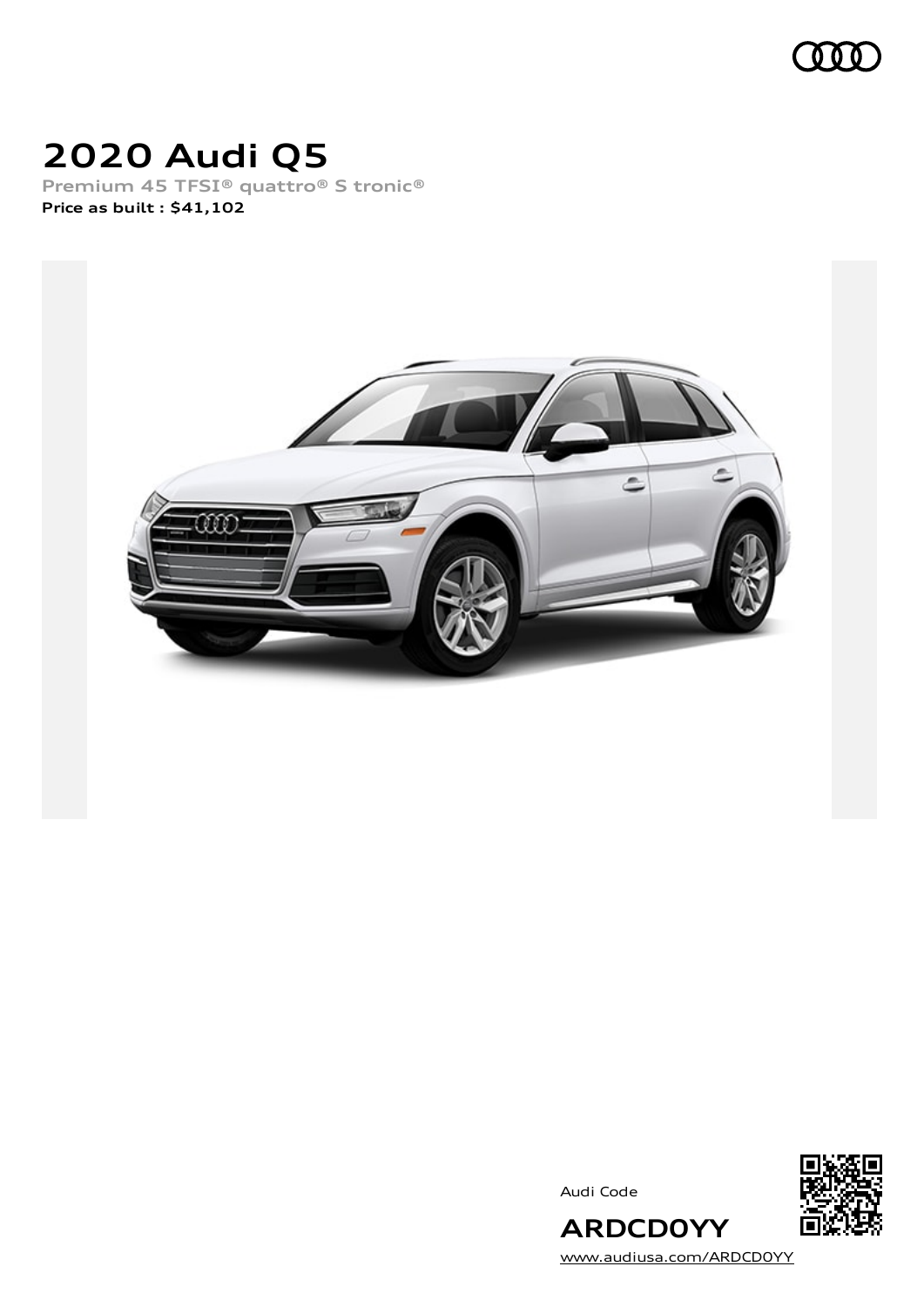# 2020 Audi Q5

Premium 45 TFSI® quattro® S tronic®

**Price as built : $41,102**

Audi Code

**ARDCD0YY**

www.audiusa.com/ARDCD0YY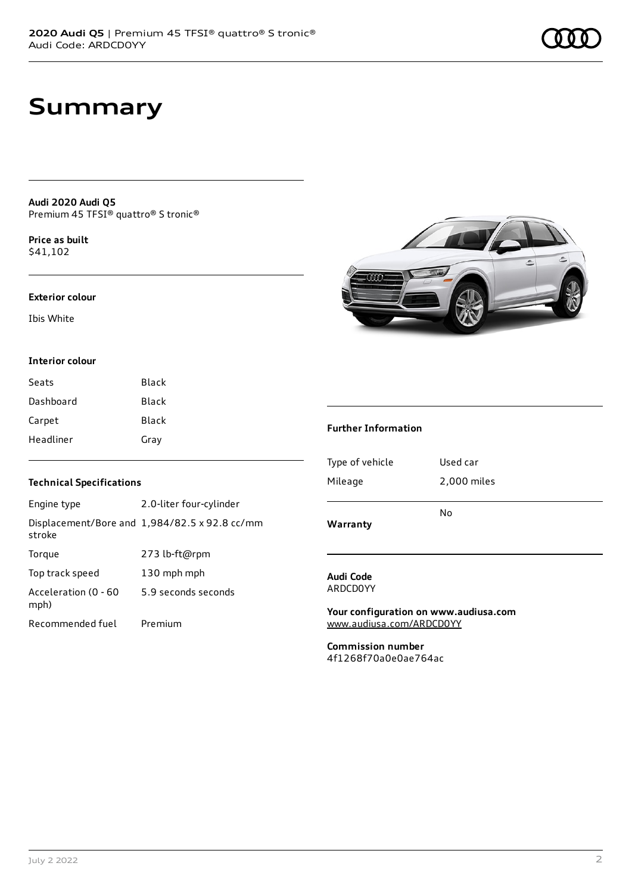# Summary

**Audi 2020 Audi Q5**
Premium 45 TFSI® quattro® S tronic®

**Price as built**
$41,102

**Exterior colour**

Ibis White

**Interior colour**

| | |
|---|---|
| Seats | Black |
| Dashboard | Black |
| Carpet | Black |
| Headliner | Gray |

**Technical Specifications**

| | |
|---|---|
| Engine type | 2.0-liter four-cylinder |
| Displacement/Bore and stroke | 1,984/82.5 x 92.8 cc/mm |
| Torque | 273 lb-ft@rpm |
| Top track speed | 130 mph mph |
| Acceleration (0 - 60 mph) | 5.9 seconds seconds |
| Recommended fuel | Premium |

**Further Information**

| | |
|---|---|
| Type of vehicle | Used car |
| Mileage | 2,000 miles |
| **Warranty** | No |

**Audi Code**
ARDCD0YY

**Your configuration on www.audiusa.com**
www.audiusa.com/ARDCD0YY

**Commission number**
4f1268f70a0e0ae764ac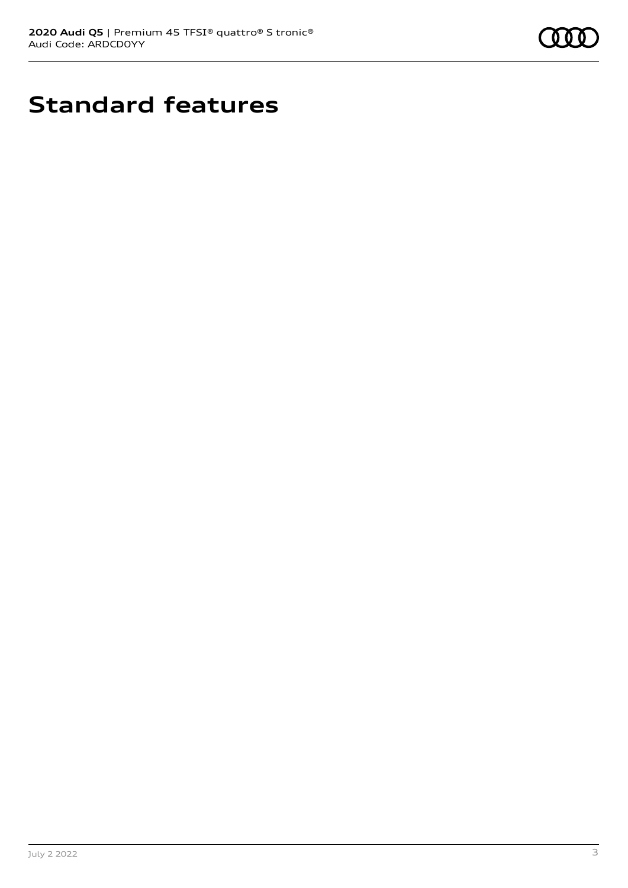# Standard features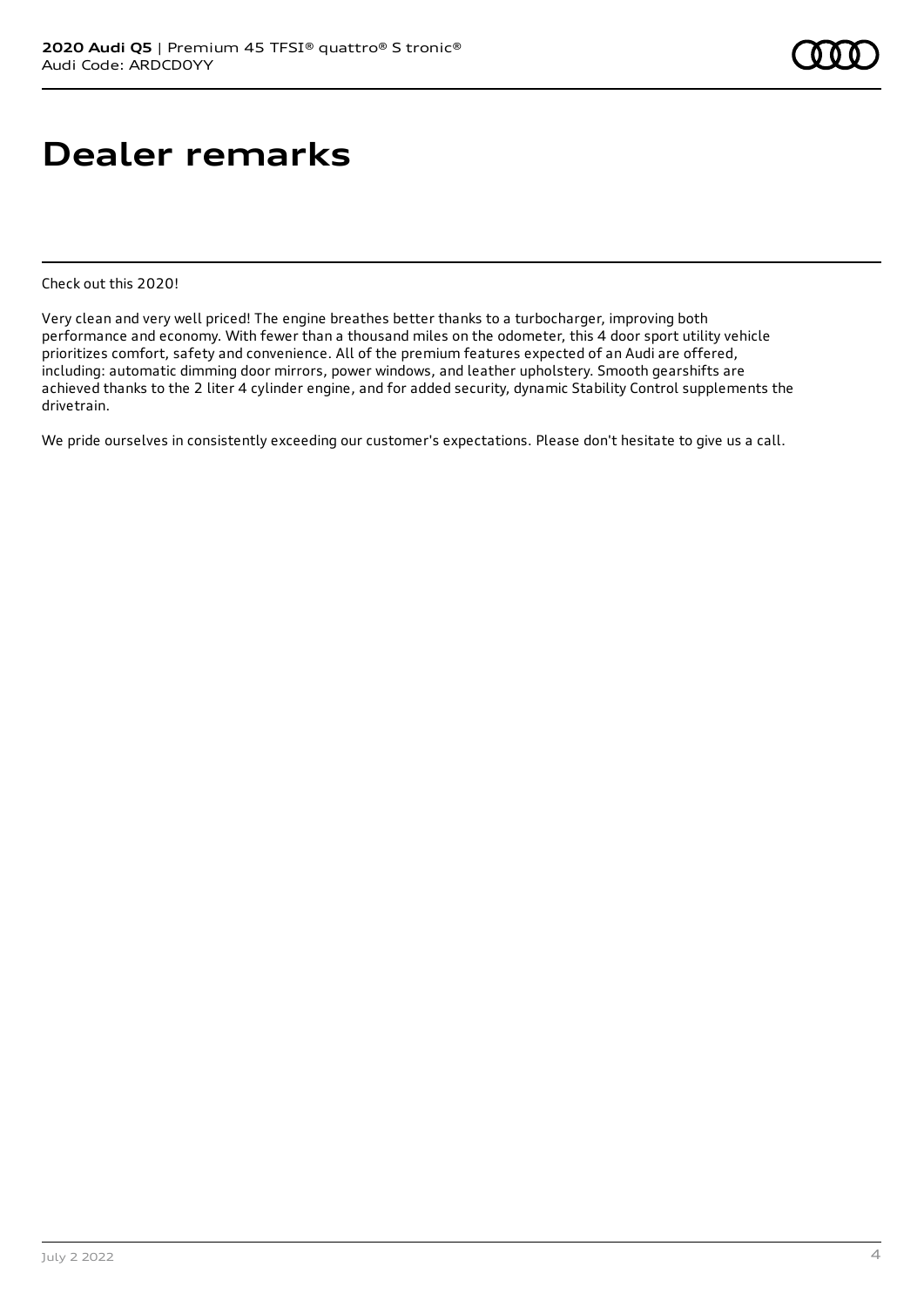# Dealer remarks

Check out this 2020!

Very clean and very well priced! The engine breathes better thanks to a turbocharger, improving both performance and economy. With fewer than a thousand miles on the odometer, this 4 door sport utility vehicle prioritizes comfort, safety and convenience. All of the premium features expected of an Audi are offered, including: automatic dimming door mirrors, power windows, and leather upholstery. Smooth gearshifts are achieved thanks to the 2 liter 4 cylinder engine, and for added security, dynamic Stability Control supplements the drivetrain.

We pride ourselves in consistently exceeding our customer's expectations. Please don't hesitate to give us a call.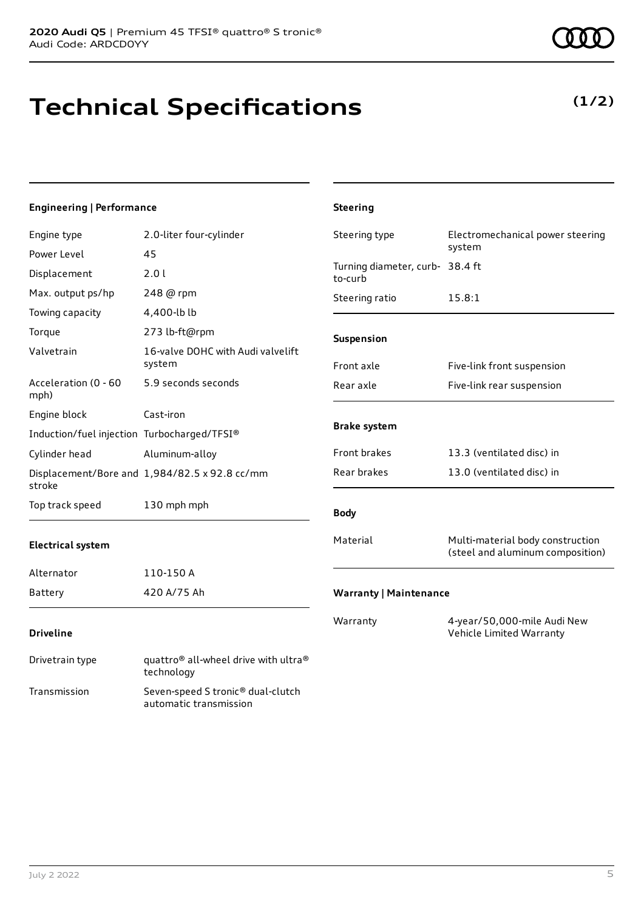# Technical Specifications

**(1/2)**

### Engineering | Performance

| | |
|---|---|
| Engine type | 2.0-liter four-cylinder |
| Power Level | 45 |
| Displacement | 2.0 l |
| Max. output ps/hp | 248 @ rpm |
| Towing capacity | 4,400-lb lb |
| Torque | 273 lb-ft@rpm |
| Valvetrain | 16-valve DOHC with Audi valvelift system |
| Acceleration (0 - 60 mph) | 5.9 seconds seconds |
| Engine block | Cast-iron |
| Induction/fuel injection | Turbocharged/TFSI® |
| Cylinder head | Aluminum-alloy |
| Displacement/Bore and stroke | 1,984/82.5 x 92.8 cc/mm |
| Top track speed | 130 mph mph |

### Electrical system

| | |
|---|---|
| Alternator | 110-150 A |
| Battery | 420 A/75 Ah |

### Driveline

| | |
|---|---|
| Drivetrain type | quattro® all-wheel drive with ultra® technology |
| Transmission | Seven-speed S tronic® dual-clutch automatic transmission |

### Steering

| | |
|---|---|
| Steering type | Electromechanical power steering system |
| Turning diameter, curb-to-curb | 38.4 ft |
| Steering ratio | 15.8:1 |

### Suspension

| | |
|---|---|
| Front axle | Five-link front suspension |
| Rear axle | Five-link rear suspension |

### Brake system

| | |
|---|---|
| Front brakes | 13.3 (ventilated disc) in |
| Rear brakes | 13.0 (ventilated disc) in |

### Body

| | |
|---|---|
| Material | Multi-material body construction (steel and aluminum composition) |

### Warranty | Maintenance

| | |
|---|---|
| Warranty | 4-year/50,000-mile Audi New Vehicle Limited Warranty |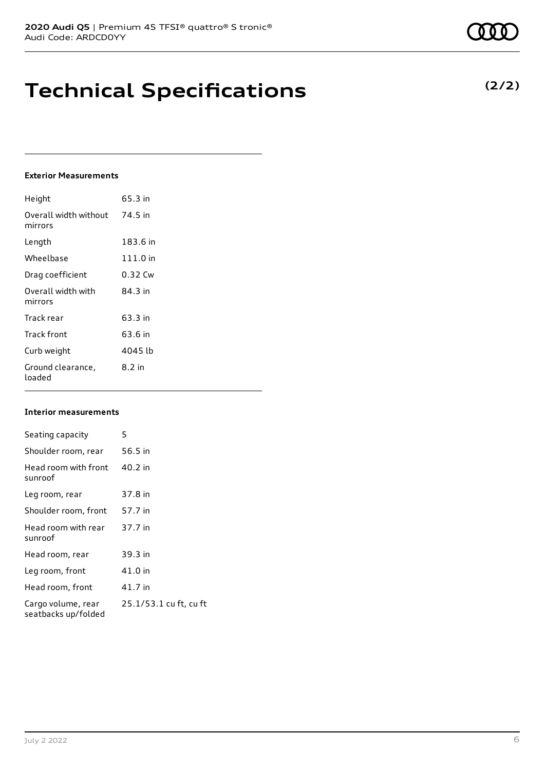# Technical Specifications

**(2/2)**

**Exterior Measurements**

| | |
|---|---|
| Height | 65.3 in |
| Overall width without mirrors | 74.5 in |
| Length | 183.6 in |
| Wheelbase | 111.0 in |
| Drag coefficient | 0.32 Cw |
| Overall width with mirrors | 84.3 in |
| Track rear | 63.3 in |
| Track front | 63.6 in |
| Curb weight | 4045 lb |
| Ground clearance, loaded | 8.2 in |

**Interior measurements**

| | |
|---|---|
| Seating capacity | 5 |
| Shoulder room, rear | 56.5 in |
| Head room with front sunroof | 40.2 in |
| Leg room, rear | 37.8 in |
| Shoulder room, front | 57.7 in |
| Head room with rear sunroof | 37.7 in |
| Head room, rear | 39.3 in |
| Leg room, front | 41.0 in |
| Head room, front | 41.7 in |
| Cargo volume, rear seatbacks up/folded | 25.1/53.1 cu ft, cu ft |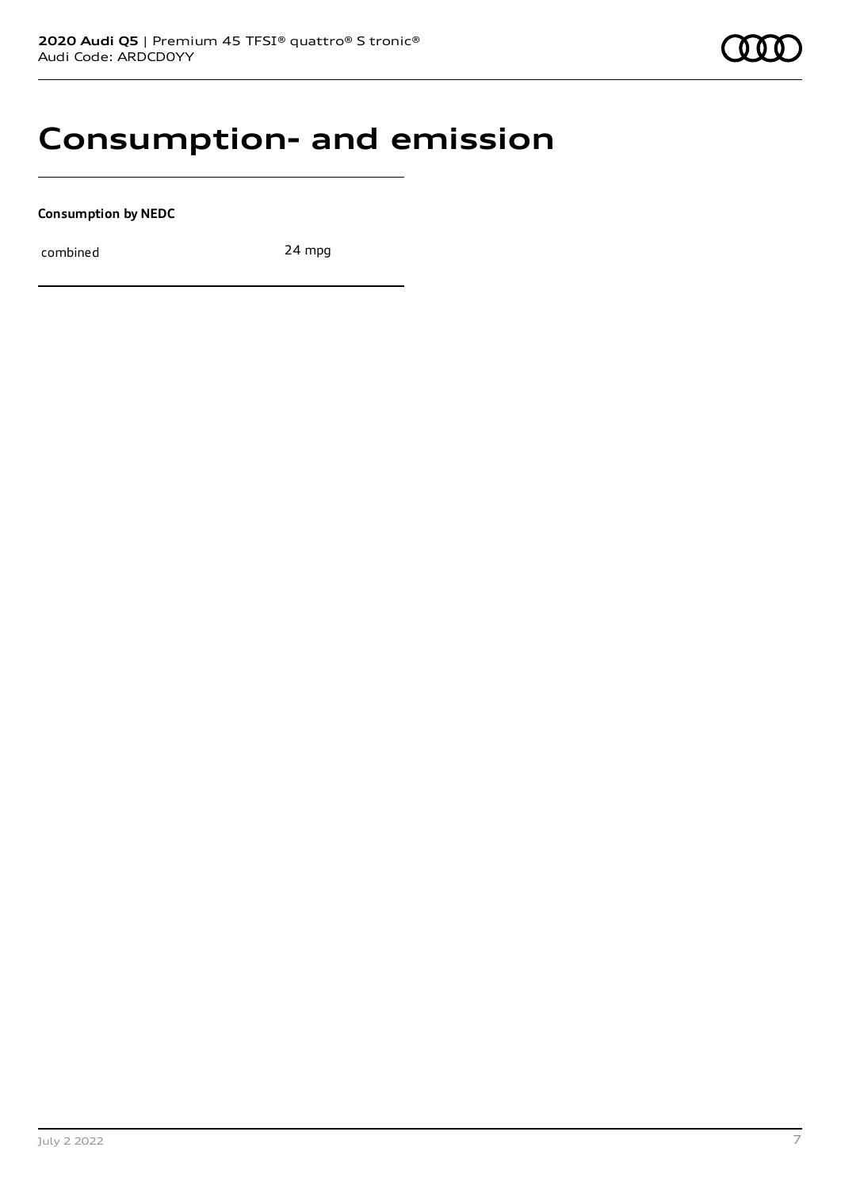# Consumption- and emission

**Consumption by NEDC**

| | |
|---|---|
| combined | 24 mpg |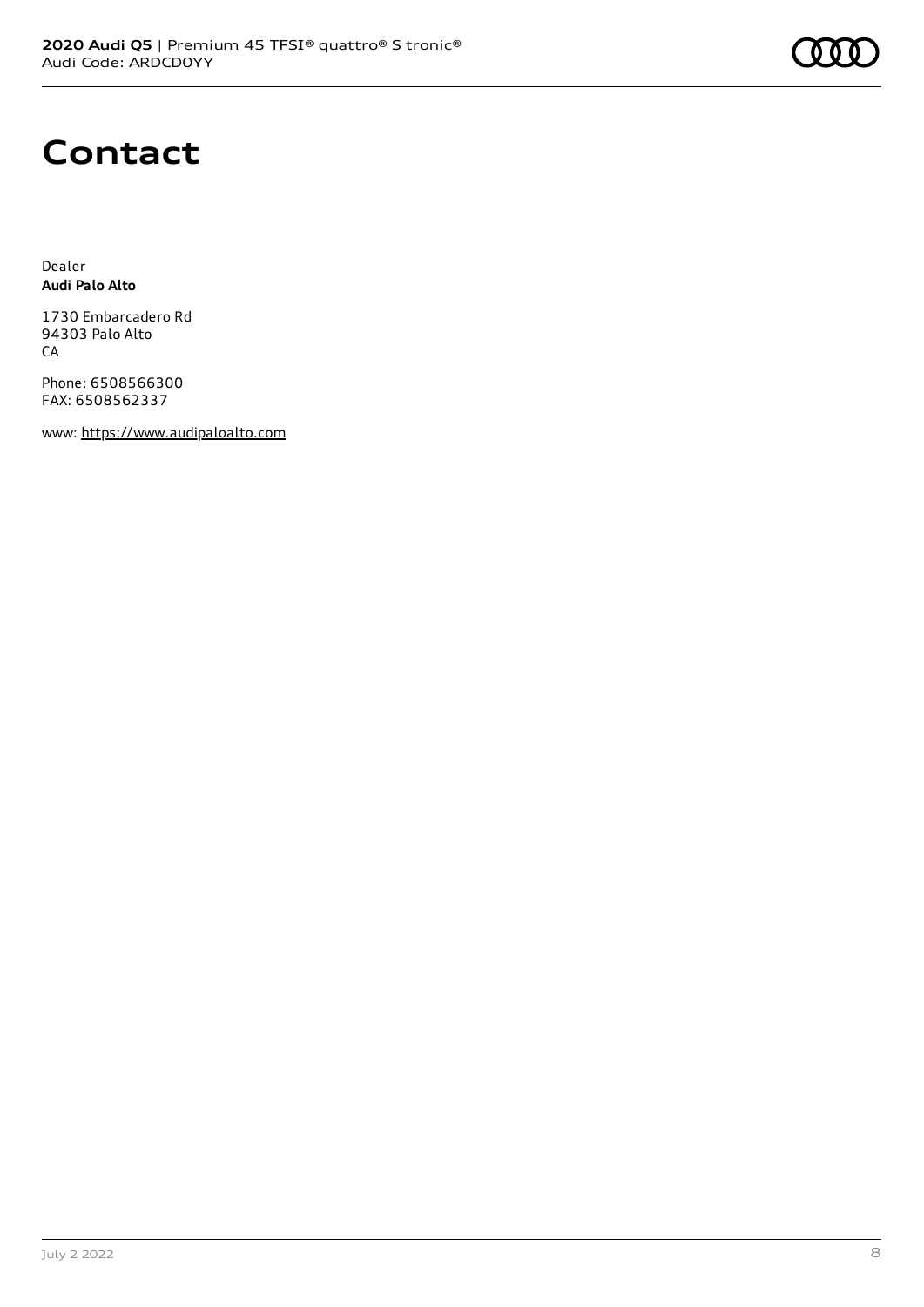# Contact

Dealer
**Audi Palo Alto**

1730 Embarcadero Rd
94303 Palo Alto
CA

Phone: 6508566300
FAX: 6508562337

www: https://www.audipaloalto.com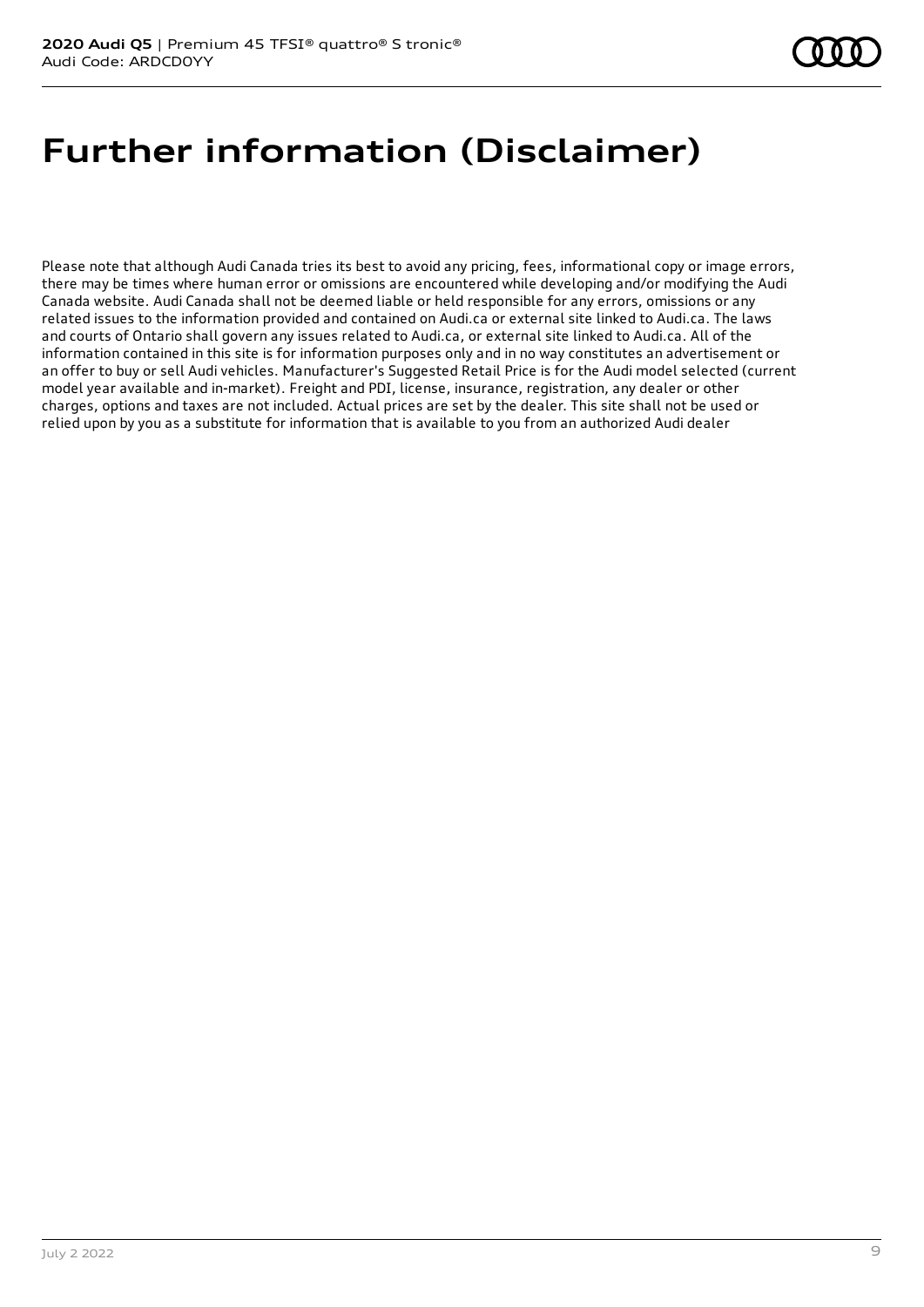# Further information (Disclaimer)

Please note that although Audi Canada tries its best to avoid any pricing, fees, informational copy or image errors, there may be times where human error or omissions are encountered while developing and/or modifying the Audi Canada website. Audi Canada shall not be deemed liable or held responsible for any errors, omissions or any related issues to the information provided and contained on Audi.ca or external site linked to Audi.ca. The laws and courts of Ontario shall govern any issues related to Audi.ca, or external site linked to Audi.ca. All of the information contained in this site is for information purposes only and in no way constitutes an advertisement or an offer to buy or sell Audi vehicles. Manufacturer's Suggested Retail Price is for the Audi model selected (current model year available and in-market). Freight and PDI, license, insurance, registration, any dealer or other charges, options and taxes are not included. Actual prices are set by the dealer. This site shall not be used or relied upon by you as a substitute for information that is available to you from an authorized Audi dealer